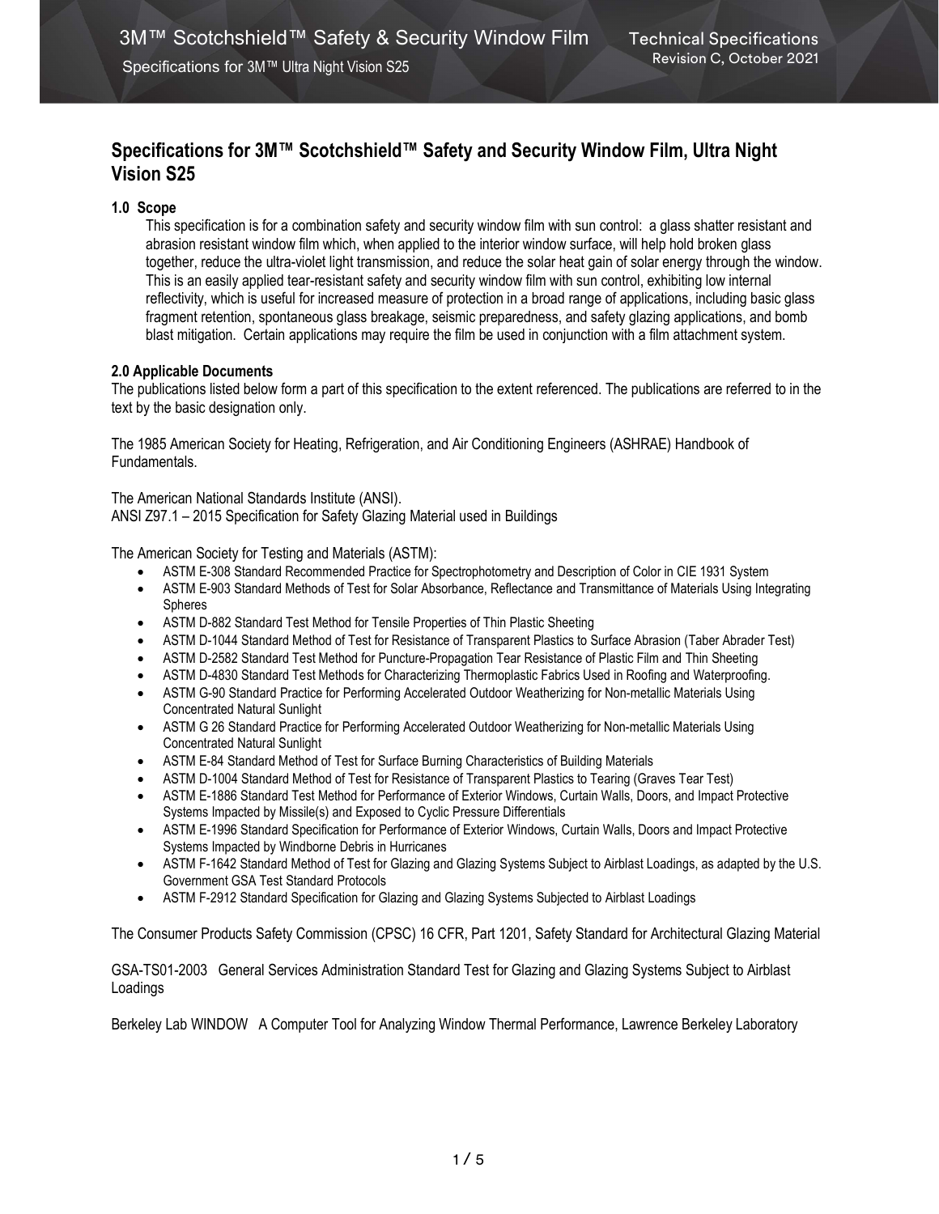# Specifications for 3M™ Scotchshield™ Safety and Security Window Film, Ultra Night Vision S25

## 1.0 Scope

This specification is for a combination safety and security window film with sun control: a glass shatter resistant and abrasion resistant window film which, when applied to the interior window surface, will help hold broken glass together, reduce the ultra-violet light transmission, and reduce the solar heat gain of solar energy through the window. This is an easily applied tear-resistant safety and security window film with sun control, exhibiting low internal reflectivity, which is useful for increased measure of protection in a broad range of applications, including basic glass fragment retention, spontaneous glass breakage, seismic preparedness, and safety glazing applications, and bomb blast mitigation. Certain applications may require the film be used in conjunction with a film attachment system.

## 2.0 Applicable Documents

The publications listed below form a part of this specification to the extent referenced. The publications are referred to in the text by the basic designation only.

The 1985 American Society for Heating, Refrigeration, and Air Conditioning Engineers (ASHRAE) Handbook of Fundamentals.

The American National Standards Institute (ANSI).
ANSI Z97.1 – 2015 Specification for Safety Glazing Material used in Buildings

The American Society for Testing and Materials (ASTM):

- ASTM E-308 Standard Recommended Practice for Spectrophotometry and Description of Color in CIE 1931 System
- ASTM E-903 Standard Methods of Test for Solar Absorbance, Reflectance and Transmittance of Materials Using Integrating Spheres
- ASTM D-882 Standard Test Method for Tensile Properties of Thin Plastic Sheeting
- ASTM D-1044 Standard Method of Test for Resistance of Transparent Plastics to Surface Abrasion (Taber Abrader Test)
- ASTM D-2582 Standard Test Method for Puncture-Propagation Tear Resistance of Plastic Film and Thin Sheeting
- ASTM D-4830 Standard Test Methods for Characterizing Thermoplastic Fabrics Used in Roofing and Waterproofing.
- ASTM G-90 Standard Practice for Performing Accelerated Outdoor Weatherizing for Non-metallic Materials Using Concentrated Natural Sunlight
- ASTM G 26 Standard Practice for Performing Accelerated Outdoor Weatherizing for Non-metallic Materials Using Concentrated Natural Sunlight
- ASTM E-84 Standard Method of Test for Surface Burning Characteristics of Building Materials
- ASTM D-1004 Standard Method of Test for Resistance of Transparent Plastics to Tearing (Graves Tear Test)
- ASTM E-1886 Standard Test Method for Performance of Exterior Windows, Curtain Walls, Doors, and Impact Protective Systems Impacted by Missile(s) and Exposed to Cyclic Pressure Differentials
- ASTM E-1996 Standard Specification for Performance of Exterior Windows, Curtain Walls, Doors and Impact Protective Systems Impacted by Windborne Debris in Hurricanes
- ASTM F-1642 Standard Method of Test for Glazing and Glazing Systems Subject to Airblast Loadings, as adapted by the U.S. Government GSA Test Standard Protocols
- ASTM F-2912 Standard Specification for Glazing and Glazing Systems Subjected to Airblast Loadings

The Consumer Products Safety Commission (CPSC) 16 CFR, Part 1201, Safety Standard for Architectural Glazing Material

GSA-TS01-2003 General Services Administration Standard Test for Glazing and Glazing Systems Subject to Airblast Loadings

Berkeley Lab WINDOW A Computer Tool for Analyzing Window Thermal Performance, Lawrence Berkeley Laboratory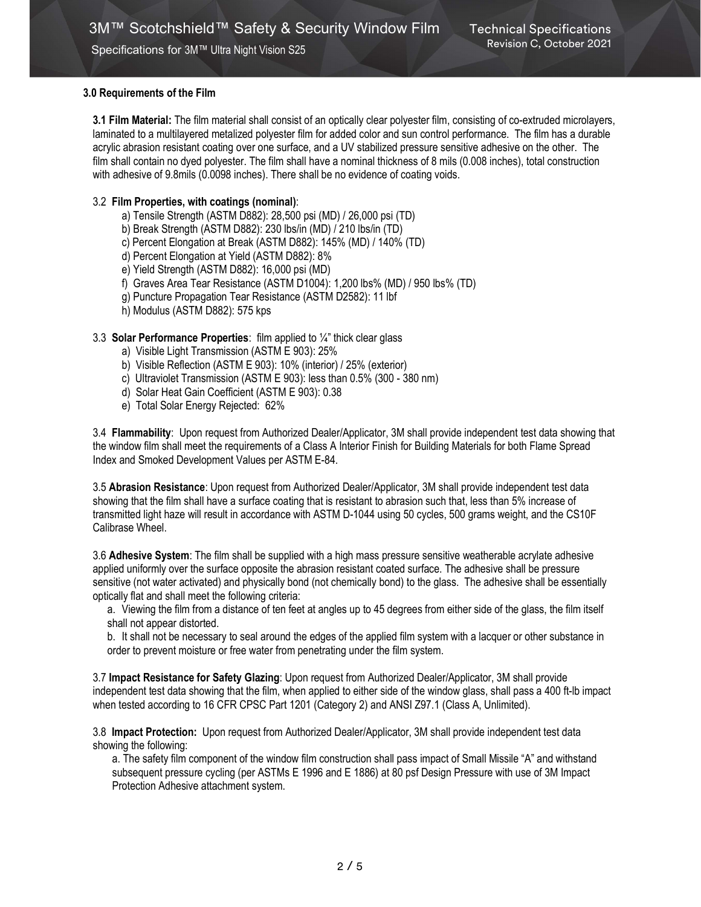## 3.0 Requirements of the Film

**3.1 Film Material:** The film material shall consist of an optically clear polyester film, consisting of co-extruded microlayers, laminated to a multilayered metalized polyester film for added color and sun control performance. The film has a durable acrylic abrasion resistant coating over one surface, and a UV stabilized pressure sensitive adhesive on the other. The film shall contain no dyed polyester. The film shall have a nominal thickness of 8 mils (0.008 inches), total construction with adhesive of 9.8mils (0.0098 inches). There shall be no evidence of coating voids.

3.2 **Film Properties, with coatings (nominal)**:

a) Tensile Strength (ASTM D882): 28,500 psi (MD) / 26,000 psi (TD)
b) Break Strength (ASTM D882): 230 lbs/in (MD) / 210 lbs/in (TD)
c) Percent Elongation at Break (ASTM D882): 145% (MD) / 140% (TD)
d) Percent Elongation at Yield (ASTM D882): 8%
e) Yield Strength (ASTM D882): 16,000 psi (MD)
f) Graves Area Tear Resistance (ASTM D1004): 1,200 lbs% (MD) / 950 lbs% (TD)
g) Puncture Propagation Tear Resistance (ASTM D2582): 11 lbf
h) Modulus (ASTM D882): 575 kps

3.3 **Solar Performance Properties**: film applied to ¼" thick clear glass

a) Visible Light Transmission (ASTM E 903): 25%
b) Visible Reflection (ASTM E 903): 10% (interior) / 25% (exterior)
c) Ultraviolet Transmission (ASTM E 903): less than 0.5% (300 - 380 nm)
d) Solar Heat Gain Coefficient (ASTM E 903): 0.38
e) Total Solar Energy Rejected: 62%

3.4 **Flammability**: Upon request from Authorized Dealer/Applicator, 3M shall provide independent test data showing that the window film shall meet the requirements of a Class A Interior Finish for Building Materials for both Flame Spread Index and Smoked Development Values per ASTM E-84.

3.5 **Abrasion Resistance**: Upon request from Authorized Dealer/Applicator, 3M shall provide independent test data showing that the film shall have a surface coating that is resistant to abrasion such that, less than 5% increase of transmitted light haze will result in accordance with ASTM D-1044 using 50 cycles, 500 grams weight, and the CS10F Calibrase Wheel.

3.6 **Adhesive System**: The film shall be supplied with a high mass pressure sensitive weatherable acrylate adhesive applied uniformly over the surface opposite the abrasion resistant coated surface. The adhesive shall be pressure sensitive (not water activated) and physically bond (not chemically bond) to the glass. The adhesive shall be essentially optically flat and shall meet the following criteria:

a. Viewing the film from a distance of ten feet at angles up to 45 degrees from either side of the glass, the film itself shall not appear distorted.

b. It shall not be necessary to seal around the edges of the applied film system with a lacquer or other substance in order to prevent moisture or free water from penetrating under the film system.

3.7 **Impact Resistance for Safety Glazing**: Upon request from Authorized Dealer/Applicator, 3M shall provide independent test data showing that the film, when applied to either side of the window glass, shall pass a 400 ft-lb impact when tested according to 16 CFR CPSC Part 1201 (Category 2) and ANSI Z97.1 (Class A, Unlimited).

3.8 **Impact Protection:** Upon request from Authorized Dealer/Applicator, 3M shall provide independent test data showing the following:

a. The safety film component of the window film construction shall pass impact of Small Missile "A" and withstand subsequent pressure cycling (per ASTMs E 1996 and E 1886) at 80 psf Design Pressure with use of 3M Impact Protection Adhesive attachment system.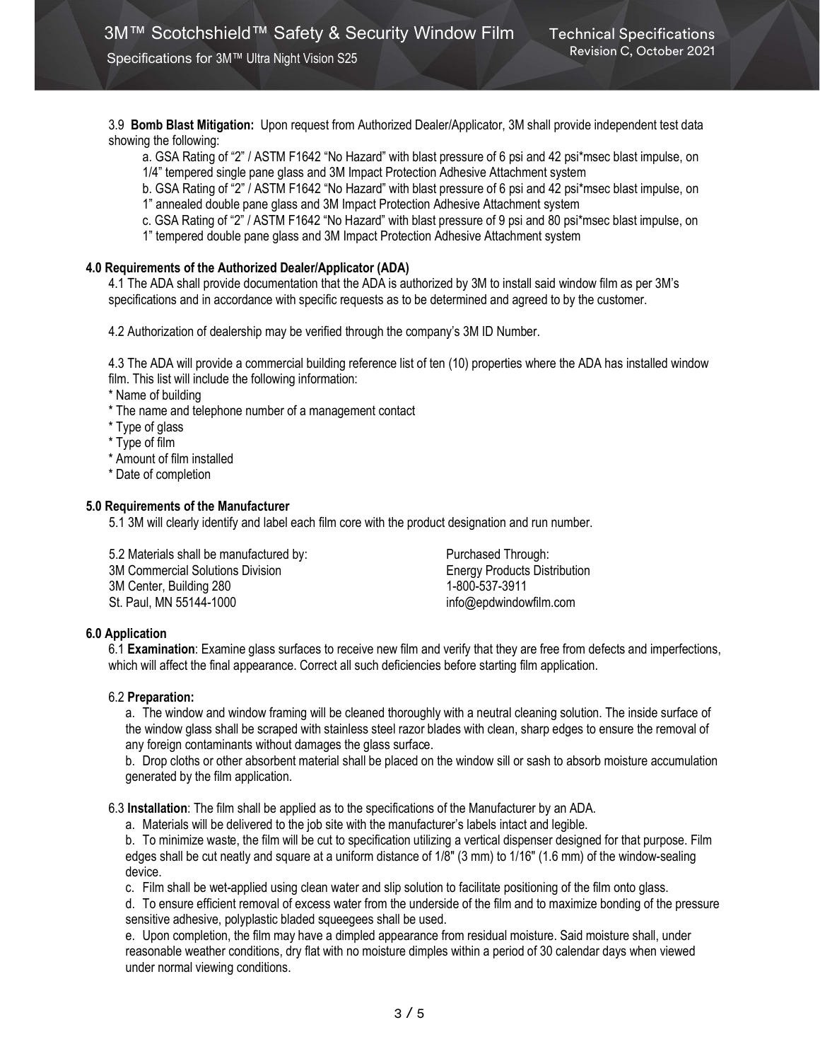3.9 **Bomb Blast Mitigation:** Upon request from Authorized Dealer/Applicator, 3M shall provide independent test data showing the following:

a. GSA Rating of "2" / ASTM F1642 "No Hazard" with blast pressure of 6 psi and 42 psi*msec blast impulse, on 1/4" tempered single pane glass and 3M Impact Protection Adhesive Attachment system

b. GSA Rating of "2" / ASTM F1642 "No Hazard" with blast pressure of 6 psi and 42 psi*msec blast impulse, on 1" annealed double pane glass and 3M Impact Protection Adhesive Attachment system

c. GSA Rating of "2" / ASTM F1642 "No Hazard" with blast pressure of 9 psi and 80 psi*msec blast impulse, on 1" tempered double pane glass and 3M Impact Protection Adhesive Attachment system

**4.0 Requirements of the Authorized Dealer/Applicator (ADA)**

4.1 The ADA shall provide documentation that the ADA is authorized by 3M to install said window film as per 3M's specifications and in accordance with specific requests as to be determined and agreed to by the customer.

4.2 Authorization of dealership may be verified through the company's 3M ID Number.

4.3 The ADA will provide a commercial building reference list of ten (10) properties where the ADA has installed window film. This list will include the following information:

* Name of building
* The name and telephone number of a management contact
* Type of glass
* Type of film
* Amount of film installed
* Date of completion

**5.0 Requirements of the Manufacturer**

5.1 3M will clearly identify and label each film core with the product designation and run number.

5.2 Materials shall be manufactured by:
3M Commercial Solutions Division
3M Center, Building 280
St. Paul, MN 55144-1000

Purchased Through:
Energy Products Distribution
1-800-537-3911
info@epdwindowfilm.com

**6.0 Application**

6.1 **Examination**: Examine glass surfaces to receive new film and verify that they are free from defects and imperfections, which will affect the final appearance. Correct all such deficiencies before starting film application.

6.2 **Preparation:**

a. The window and window framing will be cleaned thoroughly with a neutral cleaning solution. The inside surface of the window glass shall be scraped with stainless steel razor blades with clean, sharp edges to ensure the removal of any foreign contaminants without damages the glass surface.

b. Drop cloths or other absorbent material shall be placed on the window sill or sash to absorb moisture accumulation generated by the film application.

6.3 **Installation**: The film shall be applied as to the specifications of the Manufacturer by an ADA.

a. Materials will be delivered to the job site with the manufacturer's labels intact and legible.

b. To minimize waste, the film will be cut to specification utilizing a vertical dispenser designed for that purpose. Film edges shall be cut neatly and square at a uniform distance of 1/8" (3 mm) to 1/16" (1.6 mm) of the window-sealing device.

c. Film shall be wet-applied using clean water and slip solution to facilitate positioning of the film onto glass.

d. To ensure efficient removal of excess water from the underside of the film and to maximize bonding of the pressure sensitive adhesive, polyplastic bladed squeegees shall be used.

e. Upon completion, the film may have a dimpled appearance from residual moisture. Said moisture shall, under reasonable weather conditions, dry flat with no moisture dimples within a period of 30 calendar days when viewed under normal viewing conditions.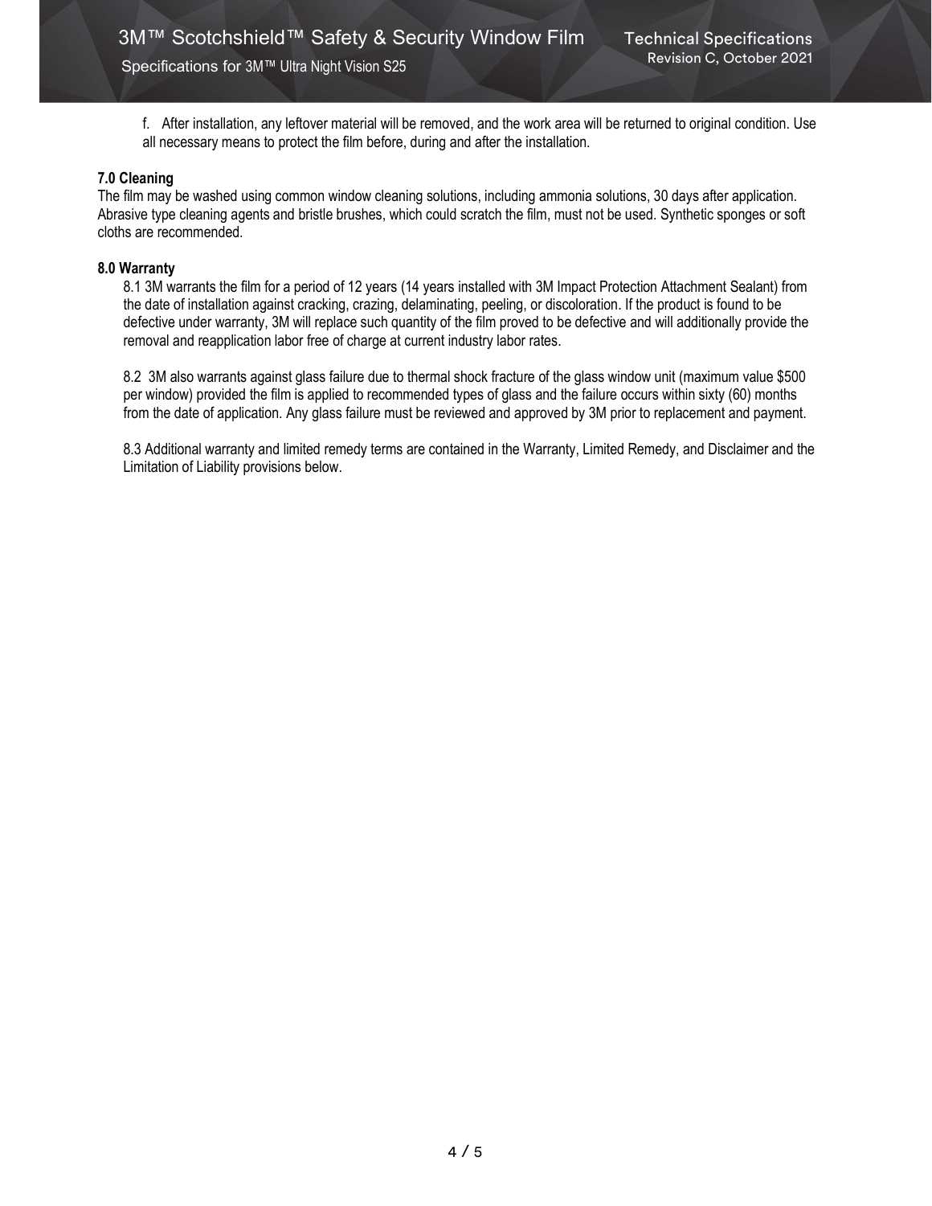f. After installation, any leftover material will be removed, and the work area will be returned to original condition. Use all necessary means to protect the film before, during and after the installation.

**7.0 Cleaning**

The film may be washed using common window cleaning solutions, including ammonia solutions, 30 days after application. Abrasive type cleaning agents and bristle brushes, which could scratch the film, must not be used. Synthetic sponges or soft cloths are recommended.

**8.0 Warranty**

8.1 3M warrants the film for a period of 12 years (14 years installed with 3M Impact Protection Attachment Sealant) from the date of installation against cracking, crazing, delaminating, peeling, or discoloration. If the product is found to be defective under warranty, 3M will replace such quantity of the film proved to be defective and will additionally provide the removal and reapplication labor free of charge at current industry labor rates.

8.2 3M also warrants against glass failure due to thermal shock fracture of the glass window unit (maximum value $500 per window) provided the film is applied to recommended types of glass and the failure occurs within sixty (60) months from the date of application. Any glass failure must be reviewed and approved by 3M prior to replacement and payment.

8.3 Additional warranty and limited remedy terms are contained in the Warranty, Limited Remedy, and Disclaimer and the Limitation of Liability provisions below.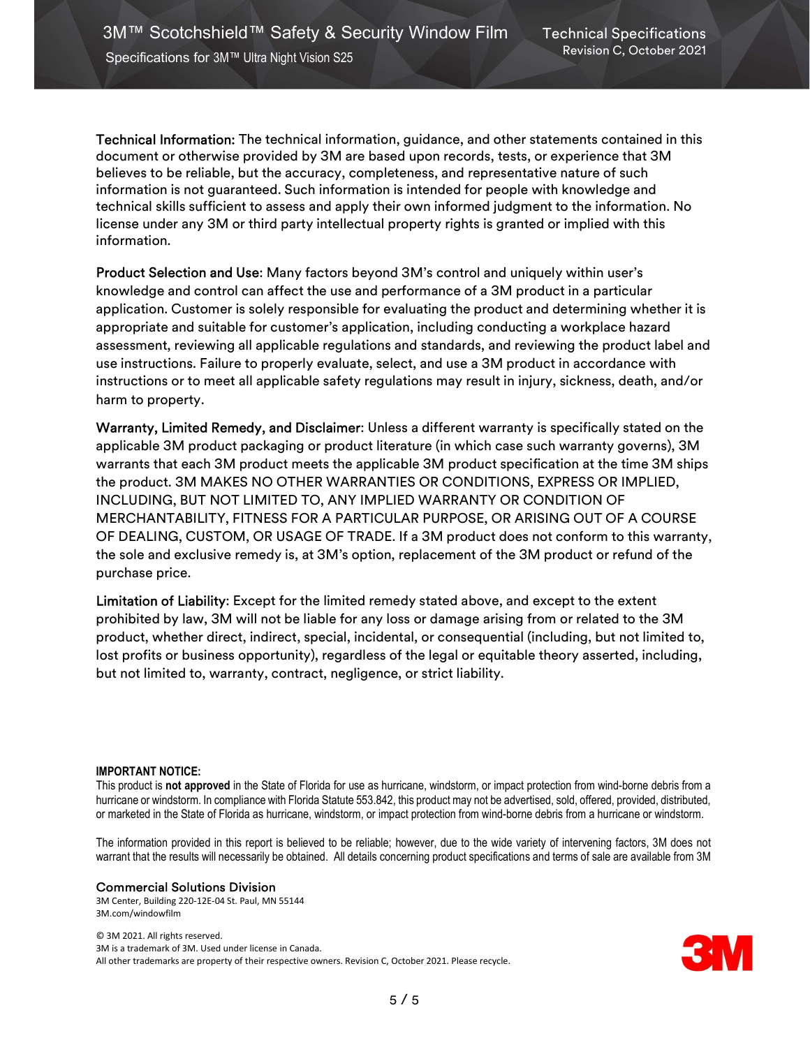**Technical Information:** The technical information, guidance, and other statements contained in this document or otherwise provided by 3M are based upon records, tests, or experience that 3M believes to be reliable, but the accuracy, completeness, and representative nature of such information is not guaranteed. Such information is intended for people with knowledge and technical skills sufficient to assess and apply their own informed judgment to the information. No license under any 3M or third party intellectual property rights is granted or implied with this information.

**Product Selection and Use**: Many factors beyond 3M's control and uniquely within user's knowledge and control can affect the use and performance of a 3M product in a particular application. Customer is solely responsible for evaluating the product and determining whether it is appropriate and suitable for customer's application, including conducting a workplace hazard assessment, reviewing all applicable regulations and standards, and reviewing the product label and use instructions. Failure to properly evaluate, select, and use a 3M product in accordance with instructions or to meet all applicable safety regulations may result in injury, sickness, death, and/or harm to property.

**Warranty, Limited Remedy, and Disclaimer**: Unless a different warranty is specifically stated on the applicable 3M product packaging or product literature (in which case such warranty governs), 3M warrants that each 3M product meets the applicable 3M product specification at the time 3M ships the product. 3M MAKES NO OTHER WARRANTIES OR CONDITIONS, EXPRESS OR IMPLIED, INCLUDING, BUT NOT LIMITED TO, ANY IMPLIED WARRANTY OR CONDITION OF MERCHANTABILITY, FITNESS FOR A PARTICULAR PURPOSE, OR ARISING OUT OF A COURSE OF DEALING, CUSTOM, OR USAGE OF TRADE. If a 3M product does not conform to this warranty, the sole and exclusive remedy is, at 3M's option, replacement of the 3M product or refund of the purchase price.

**Limitation of Liability**: Except for the limited remedy stated above, and except to the extent prohibited by law, 3M will not be liable for any loss or damage arising from or related to the 3M product, whether direct, indirect, special, incidental, or consequential (including, but not limited to, lost profits or business opportunity), regardless of the legal or equitable theory asserted, including, but not limited to, warranty, contract, negligence, or strict liability.

**IMPORTANT NOTICE:**

This product is **not approved** in the State of Florida for use as hurricane, windstorm, or impact protection from wind-borne debris from a hurricane or windstorm. In compliance with Florida Statute 553.842, this product may not be advertised, sold, offered, provided, distributed, or marketed in the State of Florida as hurricane, windstorm, or impact protection from wind-borne debris from a hurricane or windstorm.

The information provided in this report is believed to be reliable; however, due to the wide variety of intervening factors, 3M does not warrant that the results will necessarily be obtained. All details concerning product specifications and terms of sale are available from 3M

**Commercial Solutions Division**
3M Center, Building 220-12E-04 St. Paul, MN 55144
3M.com/windowfilm

© 3M 2021. All rights reserved.
3M is a trademark of 3M. Used under license in Canada.
All other trademarks are property of their respective owners. Revision C, October 2021. Please recycle.